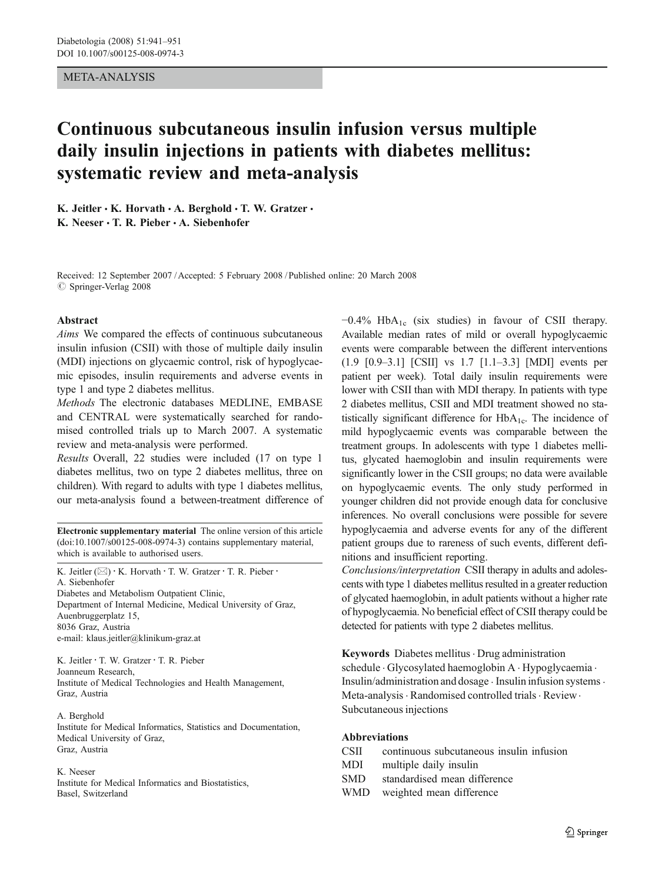META-ANALYSIS

# Continuous subcutaneous insulin infusion versus multiple daily insulin injections in patients with diabetes mellitus: systematic review and meta-analysis

K. Jeitler · K. Horvath · A. Berghold · T. W. Gratzer · K. Neeser · T. R. Pieber · A. Siebenhofer

Received: 12 September 2007 / Accepted: 5 February 2008 / Published online: 20 March 2008
© Springer-Verlag 2008

## Abstract

*Aims* We compared the effects of continuous subcutaneous insulin infusion (CSII) with those of multiple daily insulin (MDI) injections on glycaemic control, risk of hypoglycaemic episodes, insulin requirements and adverse events in type 1 and type 2 diabetes mellitus.

*Methods* The electronic databases MEDLINE, EMBASE and CENTRAL were systematically searched for randomised controlled trials up to March 2007. A systematic review and meta-analysis were performed.

*Results* Overall, 22 studies were included (17 on type 1 diabetes mellitus, two on type 2 diabetes mellitus, three on children). With regard to adults with type 1 diabetes mellitus, our meta-analysis found a between-treatment difference of −0.4% $HbA_{1c}$ (six studies) in favour of CSII therapy. Available median rates of mild or overall hypoglycaemic events were comparable between the different interventions (1.9 [0.9–3.1] [CSII] vs 1.7 [1.1–3.3] [MDI] events per patient per week). Total daily insulin requirements were lower with CSII than with MDI therapy. In patients with type 2 diabetes mellitus, CSII and MDI treatment showed no statistically significant difference for $HbA_{1c}$. The incidence of mild hypoglycaemic events was comparable between the treatment groups. In adolescents with type 1 diabetes mellitus, glycated haemoglobin and insulin requirements were significantly lower in the CSII groups; no data were available on hypoglycaemic events. The only study performed in younger children did not provide enough data for conclusive inferences. No overall conclusions were possible for severe hypoglycaemia and adverse events for any of the different patient groups due to rareness of such events, different definitions and insufficient reporting.

*Conclusions/interpretation* CSII therapy in adults and adolescents with type 1 diabetes mellitus resulted in a greater reduction of glycated haemoglobin, in adult patients without a higher rate of hypoglycaemia. No beneficial effect of CSII therapy could be detected for patients with type 2 diabetes mellitus.

**Electronic supplementary material** The online version of this article (doi:10.1007/s00125-008-0974-3) contains supplementary material, which is available to authorised users.

K. Jeitler (✉) · K. Horvath · T. W. Gratzer · T. R. Pieber · A. Siebenhofer
Diabetes and Metabolism Outpatient Clinic,
Department of Internal Medicine, Medical University of Graz,
Auenbruggerplatz 15,
8036 Graz, Austria
e-mail: klaus.jeitler@klinikum-graz.at

K. Jeitler · T. W. Gratzer · T. R. Pieber
Joanneum Research,
Institute of Medical Technologies and Health Management,
Graz, Austria

A. Berghold
Institute for Medical Informatics, Statistics and Documentation,
Medical University of Graz,
Graz, Austria

K. Neeser
Institute for Medical Informatics and Biostatistics,
Basel, Switzerland

**Keywords** Diabetes mellitus · Drug administration schedule · Glycosylated haemoglobin A · Hypoglycaemia · Insulin/administration and dosage · Insulin infusion systems · Meta-analysis · Randomised controlled trials · Review · Subcutaneous injections

### Abbreviations

| | |
|---|---|
| CSII | continuous subcutaneous insulin infusion |
| MDI | multiple daily insulin |
| SMD | standardised mean difference |
| WMD | weighted mean difference |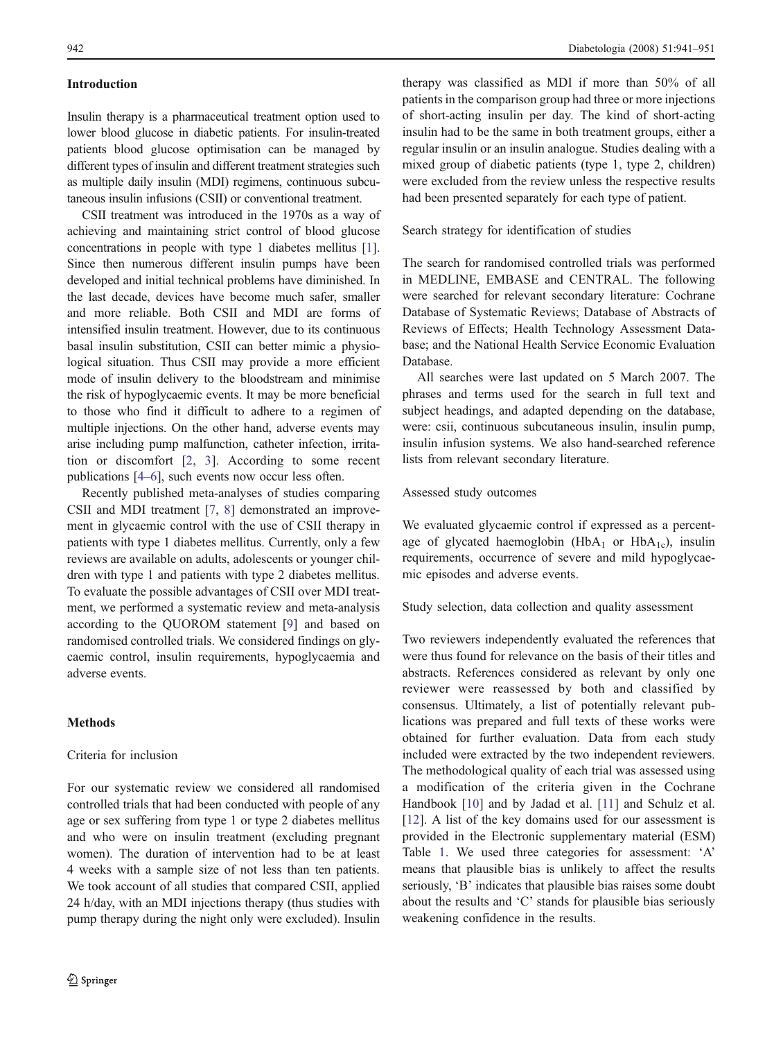## Introduction

Insulin therapy is a pharmaceutical treatment option used to lower blood glucose in diabetic patients. For insulin-treated patients blood glucose optimisation can be managed by different types of insulin and different treatment strategies such as multiple daily insulin (MDI) regimens, continuous subcutaneous insulin infusions (CSII) or conventional treatment.

CSII treatment was introduced in the 1970s as a way of achieving and maintaining strict control of blood glucose concentrations in people with type 1 diabetes mellitus [1]. Since then numerous different insulin pumps have been developed and initial technical problems have diminished. In the last decade, devices have become much safer, smaller and more reliable. Both CSII and MDI are forms of intensified insulin treatment. However, due to its continuous basal insulin substitution, CSII can better mimic a physiological situation. Thus CSII may provide a more efficient mode of insulin delivery to the bloodstream and minimise the risk of hypoglycaemic events. It may be more beneficial to those who find it difficult to adhere to a regimen of multiple injections. On the other hand, adverse events may arise including pump malfunction, catheter infection, irritation or discomfort [2, 3]. According to some recent publications [4–6], such events now occur less often.

Recently published meta-analyses of studies comparing CSII and MDI treatment [7, 8] demonstrated an improvement in glycaemic control with the use of CSII therapy in patients with type 1 diabetes mellitus. Currently, only a few reviews are available on adults, adolescents or younger children with type 1 and patients with type 2 diabetes mellitus. To evaluate the possible advantages of CSII over MDI treatment, we performed a systematic review and meta-analysis according to the QUOROM statement [9] and based on randomised controlled trials. We considered findings on glycaemic control, insulin requirements, hypoglycaemia and adverse events.

## Methods

### Criteria for inclusion

For our systematic review we considered all randomised controlled trials that had been conducted with people of any age or sex suffering from type 1 or type 2 diabetes mellitus and who were on insulin treatment (excluding pregnant women). The duration of intervention had to be at least 4 weeks with a sample size of not less than ten patients. We took account of all studies that compared CSII, applied 24 h/day, with an MDI injections therapy (thus studies with pump therapy during the night only were excluded). Insulin therapy was classified as MDI if more than 50% of all patients in the comparison group had three or more injections of short-acting insulin per day. The kind of short-acting insulin had to be the same in both treatment groups, either a regular insulin or an insulin analogue. Studies dealing with a mixed group of diabetic patients (type 1, type 2, children) were excluded from the review unless the respective results had been presented separately for each type of patient.

### Search strategy for identification of studies

The search for randomised controlled trials was performed in MEDLINE, EMBASE and CENTRAL. The following were searched for relevant secondary literature: Cochrane Database of Systematic Reviews; Database of Abstracts of Reviews of Effects; Health Technology Assessment Database; and the National Health Service Economic Evaluation Database.

All searches were last updated on 5 March 2007. The phrases and terms used for the search in full text and subject headings, and adapted depending on the database, were: csii, continuous subcutaneous insulin, insulin pump, insulin infusion systems. We also hand-searched reference lists from relevant secondary literature.

### Assessed study outcomes

We evaluated glycaemic control if expressed as a percentage of glycated haemoglobin ($HbA_1$ or $HbA_{1c}$), insulin requirements, occurrence of severe and mild hypoglycaemic episodes and adverse events.

### Study selection, data collection and quality assessment

Two reviewers independently evaluated the references that were thus found for relevance on the basis of their titles and abstracts. References considered as relevant by only one reviewer were reassessed by both and classified by consensus. Ultimately, a list of potentially relevant publications was prepared and full texts of these works were obtained for further evaluation. Data from each study included were extracted by the two independent reviewers. The methodological quality of each trial was assessed using a modification of the criteria given in the Cochrane Handbook [10] and by Jadad et al. [11] and Schulz et al. [12]. A list of the key domains used for our assessment is provided in the Electronic supplementary material (ESM) Table 1. We used three categories for assessment: 'A' means that plausible bias is unlikely to affect the results seriously, 'B' indicates that plausible bias raises some doubt about the results and 'C' stands for plausible bias seriously weakening confidence in the results.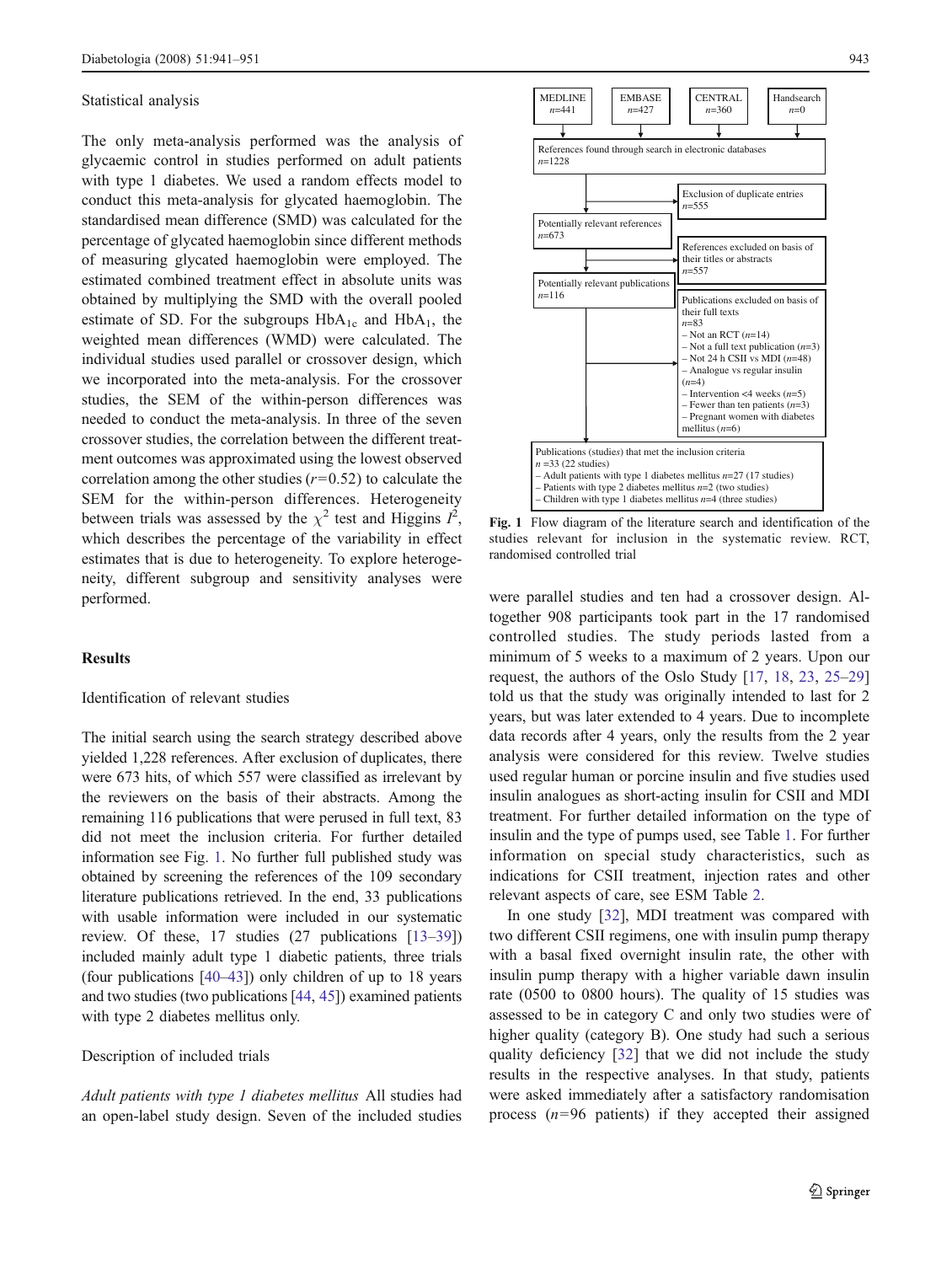Statistical analysis

The only meta-analysis performed was the analysis of glycaemic control in studies performed on adult patients with type 1 diabetes. We used a random effects model to conduct this meta-analysis for glycated haemoglobin. The standardised mean difference (SMD) was calculated for the percentage of glycated haemoglobin since different methods of measuring glycated haemoglobin were employed. The estimated combined treatment effect in absolute units was obtained by multiplying the SMD with the overall pooled estimate of SD. For the subgroups $HbA_{1c}$ and $HbA_1$, the weighted mean differences (WMD) were calculated. The individual studies used parallel or crossover design, which we incorporated into the meta-analysis. For the crossover studies, the SEM of the within-person differences was needed to conduct the meta-analysis. In three of the seven crossover studies, the correlation between the different treatment outcomes was approximated using the lowest observed correlation among the other studies ($r=0.52$) to calculate the SEM for the within-person differences. Heterogeneity between trials was assessed by the $\chi^2$ test and Higgins $I^2$, which describes the percentage of the variability in effect estimates that is due to heterogeneity. To explore heterogeneity, different subgroup and sensitivity analyses were performed.

## Results

Identification of relevant studies

The initial search using the search strategy described above yielded 1,228 references. After exclusion of duplicates, there were 673 hits, of which 557 were classified as irrelevant by the reviewers on the basis of their abstracts. Among the remaining 116 publications that were perused in full text, 83 did not meet the inclusion criteria. For further detailed information see Fig. 1. No further full published study was obtained by screening the references of the 109 secondary literature publications retrieved. In the end, 33 publications with usable information were included in our systematic review. Of these, 17 studies (27 publications [13–39]) included mainly adult type 1 diabetic patients, three trials (four publications [40–43]) only children of up to 18 years and two studies (two publications [44, 45]) examined patients with type 2 diabetes mellitus only.

Description of included trials

*Adult patients with type 1 diabetes mellitus* All studies had an open-label study design. Seven of the included studies were parallel studies and ten had a crossover design. Altogether 908 participants took part in the 17 randomised controlled studies. The study periods lasted from a minimum of 5 weeks to a maximum of 2 years. Upon our request, the authors of the Oslo Study [17, 18, 23, 25–29] told us that the study was originally intended to last for 2 years, but was later extended to 4 years. Due to incomplete data records after 4 years, only the results from the 2 year analysis were considered for this review. Twelve studies used regular human or porcine insulin and five studies used insulin analogues as short-acting insulin for CSII and MDI treatment. For further detailed information on the type of insulin and the type of pumps used, see Table 1. For further information on special study characteristics, such as indications for CSII treatment, injection rates and other relevant aspects of care, see ESM Table 2.

In one study [32], MDI treatment was compared with two different CSII regimens, one with insulin pump therapy with a basal fixed overnight insulin rate, the other with insulin pump therapy with a higher variable dawn insulin rate (0500 to 0800 hours). The quality of 15 studies was assessed to be in category C and only two studies were of higher quality (category B). One study had such a serious quality deficiency [32] that we did not include the study results in the respective analyses. In that study, patients were asked immediately after a satisfactory randomisation process ($n=96$ patients) if they accepted their assigned

MEDLINE $n=441$ | EMBASE $n=427$ | CENTRAL $n=360$ | Handsearch $n=0$

References found through search in electronic databases $n=1228$

Exclusion of duplicate entries $n=555$

Potentially relevant references $n=673$

References excluded on basis of their titles or abstracts $n=557$

Potentially relevant publications $n=116$

Publications excluded on basis of their full texts $n=83$
- Not an RCT ($n=14$)
- Not a full text publication ($n=3$)
- Not 24 h CSII vs MDI ($n=48$)
- Analogue vs regular insulin ($n=4$)
- Intervention <4 weeks ($n=5$)
- Fewer than ten patients ($n=3$)
- Pregnant women with diabetes mellitus ($n=6$)

Publications (*studies*) that met the inclusion criteria $n=33$ (22 studies)
- Adult patients with type 1 diabetes mellitus $n=27$ (17 studies)
- Patients with type 2 diabetes mellitus $n=2$ (two studies)
- Children with type 1 diabetes mellitus $n=4$ (three studies)

**Fig. 1** Flow diagram of the literature search and identification of the studies relevant for inclusion in the systematic review. RCT, randomised controlled trial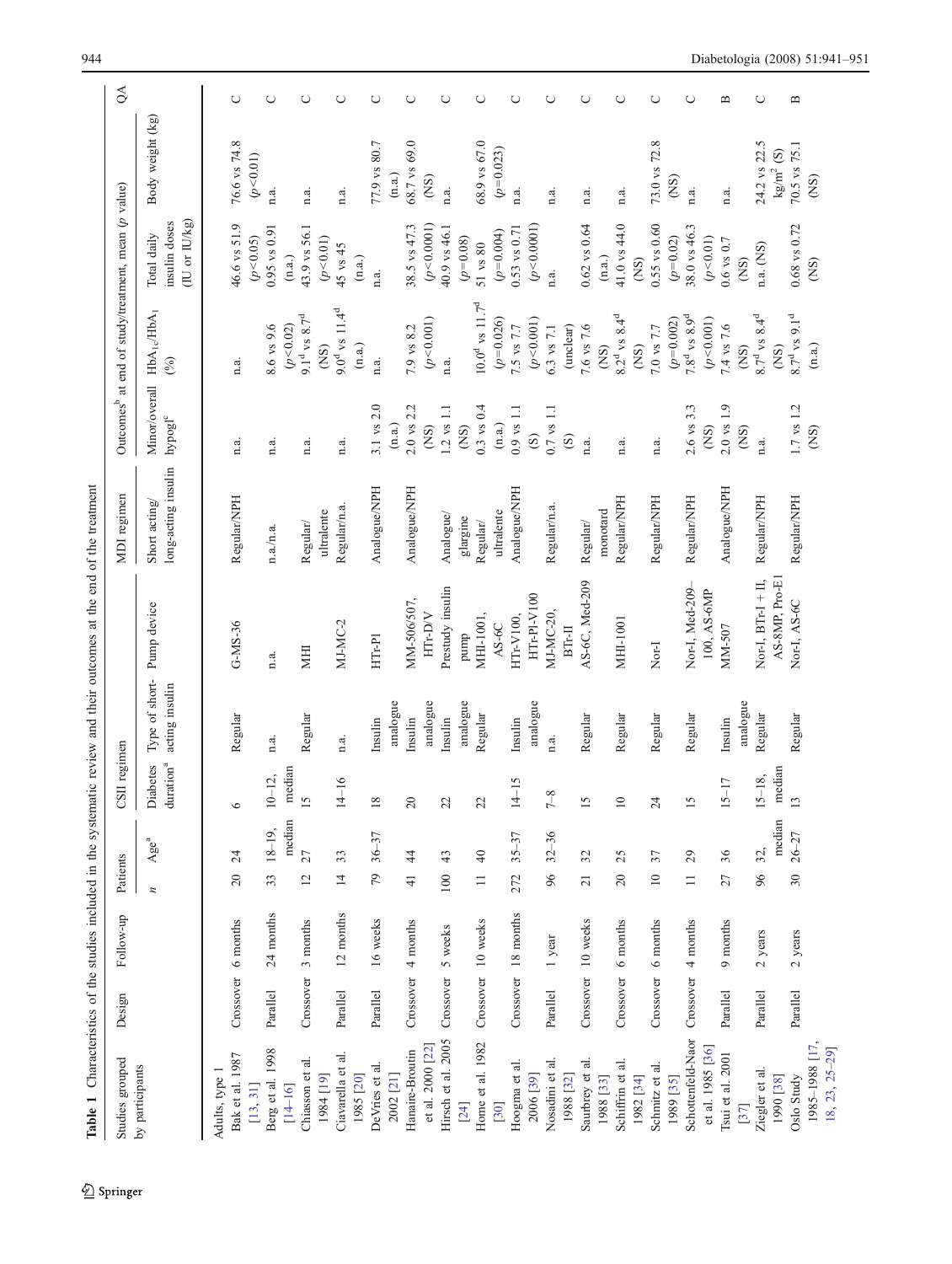**Table 1** Characteristics of the studies included in the systematic review and their outcomes at the end of the treatment

| Studies grouped by participants | Design | Follow-up | Patients | | CSII regimen | | | MDI regimen | Outcomes[b] at end of study/treatment, mean (*p* value) | | | | QA |
|---|---|---|---|---|---|---|---|---|---|---|---|---|---|
| | | | *n* | Age[a] | Diabetes duration[a] | Type of short-acting insulin | Pump device | Short acting/ long-acting insulin | Minor/overall hypogl[c] | $HbA_{1c}/HbA_1$ (%) | Total daily insulin doses (IU or IU/kg) | Body weight (kg) | |
| Adults, type 1 | | | | | | | | | | | | | |
| Bak et al. 1987 [13, 31] | Crossover | 6 months | 20 | 24 | 6 | Regular | G-MS-36 | Regular/NPH | n.a. | n.a. | 46.6 vs 51.9 ($p<0.05$) | 76.6 vs 74.8 ($p<0.01$) | C |
| Berg et al. 1998 [14–16] | Parallel | 24 months | 33 | 18–19, median | 10–12, median | n.a. | n.a. | n.a./n.a. | n.a. | 8.6 vs 9.6 ($p<0.02$) | 0.95 vs 0.91 (n.a.) | n.a. | C |
| Chiasson et al. 1984 [19] | Crossover | 3 months | 12 | 27 | 15 | Regular | MHI | Regular/ ultralente | n.a. | 9.1[d] vs 8.7[d] (NS) | 43.9 vs 56.1 ($p<0.01$) | n.a. | C |
| Ciavarella et al. 1985 [20] | Parallel | 12 months | 14 | 33 | 14–16 | n.a. | MI-MC-2 | Regular/n.a. | n.a. | 9.0[d] vs 11.4[d] (n.a.) | 45 vs 45 (n.a.) | n.a. | C |
| DeVries et al. 2002 [21] | Parallel | 16 weeks | 79 | 36–37 | 18 | Insulin analogue | HTr-PI | Analogue/NPH | 3.1 vs 2.0 (n.a.) | n.a. | n.a. | 77.9 vs 80.7 (n.a.) | C |
| Hanaire-Broutin et al. 2000 [22] | Crossover | 4 months | 41 | 44 | 20 | Insulin analogue | MM-506/507, HTr-D/V | Analogue/NPH | 2.0 vs 2.2 (NS) | 7.9 vs 8.2 ($p<0.001$) | 38.5 vs 47.3 ($p<0.0001$) | 68.7 vs 69.0 (NS) | C |
| Hirsch et al. 2005 [24] | Crossover | 5 weeks | 100 | 43 | 22 | Insulin analogue | Prestudy insulin pump | Analogue/ glargine | 1.2 vs 1.1 (NS) | n.a. | 40.9 vs 46.1 ($p=0.08$) | n.a. | C |
| Home et al. 1982 [30] | Crossover | 10 weeks | 11 | 40 | 22 | Regular | MHI-1001, AS-6C | Regular/ ultralente | 0.3 vs 0.4 (n.a.) | 10.0[d] vs 11.7[d] ($p=0.026$) | 51 vs 80 ($p=0.004$) | 68.9 vs 67.0 ($p=0.023$) | C |
| Hoogma et al. 2006 [39] | Crossover | 18 months | 272 | 35–37 | 14–15 | Insulin analogue | HTr-V100, HTr-PI-V100 | Analogue/NPH | 0.9 vs 1.1 (S) | 7.5 vs 7.7 ($p<0.001$) | 0.53 vs 0.71 ($p<0.0001$) | n.a. | C |
| Nosadini et al. 1988 [32] | Parallel | 1 year | 96 | 32–36 | 7–8 | n.a. | MI-MC-20, BTr-II | Regular/n.a. | 0.7 vs 1.1 (S) | 6.3 vs 7.1 (unclear) | n.a. | n.a. | C |
| Saurbrey et al. 1988 [33] | Crossover | 10 weeks | 21 | 32 | 15 | Regular | AS-6C, Med-209 | Regular/ monotard | n.a. | 7.6 vs 7.6 (NS) | 0.62 vs 0.64 (n.a.) | n.a. | C |
| Schiffrin et al. 1982 [34] | Crossover | 6 months | 20 | 25 | 10 | Regular | MHI-1001 | Regular/NPH | n.a. | 8.2[d] vs 8.4[d] (NS) | 41.0 vs 44.0 (NS) | n.a. | C |
| Schmitz et al. 1989 [35] | Crossover | 6 months | 10 | 37 | 24 | Regular | Nor-I | Regular/NPH | n.a. | 7.0 vs 7.7 ($p=0.002$) | 0.55 vs 0.60 ($p=0.02$) | 73.0 vs 72.8 (NS) | C |
| Schottenfeld-Naor et al. 1985 [36] | Crossover | 4 months | 11 | 29 | 15 | Regular | Nor-I, Med-209–100, AS-6MP | Regular/NPH | 2.6 vs 3.3 (NS) | 7.8[d] vs 8.9[d] ($p<0.001$) | 38.0 vs 46.3 ($p<0.01$) | n.a. | C |
| Tsui et al. 2001 [37] | Parallel | 9 months | 27 | 36 | 15–17 | Insulin analogue | MM-507 | Analogue/NPH | 2.0 vs 1.9 (NS) | 7.4 vs 7.6 (NS) | 0.6 vs 0.7 (NS) | n.a. | B |
| Ziegler et al. 1990 [38] | Parallel | 2 years | 96 | 32, median | 15–18, median | Regular | Nor-I, BTr-I + II, AS-8MP, Pro-E1 | Regular/NPH | n.a. | 8.7[d] vs 8.4[d] (NS) | n.a. (NS) | 24.2 vs 22.5 $kg/m^2$ (S) | C |
| Oslo Study 1985–1988 [17, 18, 23, 25–29] | Parallel | 2 years | 30 | 26–27 | 13 | Regular | Nor-I, AS-6C | Regular/NPH | 1.7 vs 1.2 (NS) | 8.7[d] vs 9.1[d] (n.a.) | 0.68 vs 0.72 (NS) | 70.5 vs 75.1 (NS) | B |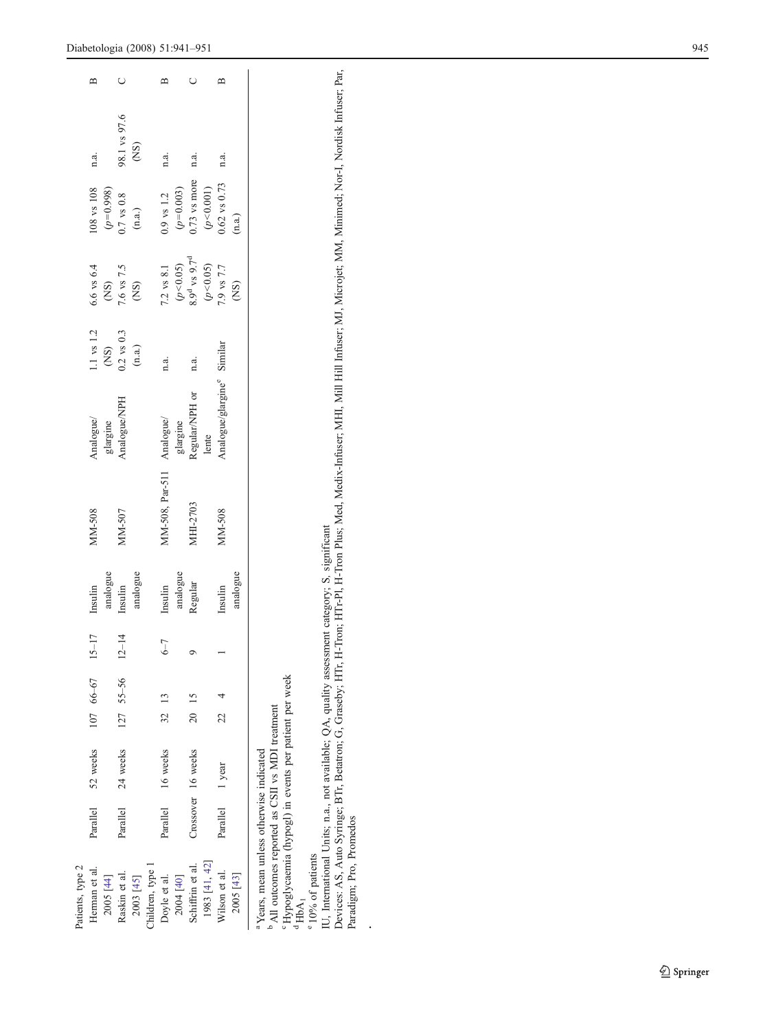| | | | | | | | | | | | | | |
|---|---|---|---|---|---|---|---|---|---|---|---|---|---|
| Patients, type 2 | | | | | | | | | | | | | |
| Herman et al. 2005 [44] | Parallel | 52 weeks | 107 | 66–67 | 15–17 | Insulin analogue | MM-508 | Analogue/glargine | 1.1 vs 1.2 (NS) | 6.6 vs 6.4 (NS) | 108 vs 108 ($p$=0.998) | n.a. | B |
| Raskin et al. 2003 [45] | Parallel | 24 weeks | 127 | 55–56 | 12–14 | Insulin analogue | MM-507 | Analogue/NPH | 0.2 vs 0.3 (n.a.) | 7.6 vs 7.5 (NS) | 0.7 vs 0.8 (n.a.) | 98.1 vs 97.6 (NS) | C |
| Children, type 1 | | | | | | | | | | | | | |
| Doyle et al. 2004 [40] | Parallel | 16 weeks | 32 | 13 | 6–7 | Insulin analogue | MM-508, Par-511 | Analogue/glargine | n.a. | 7.2 vs 8.1 ($p$<0.05) | 0.9 vs 1.2 ($p$=0.003) | n.a. | B |
| Schiffrin et al. 1983 [41, 42] | Crossover | 16 weeks | 20 | 15 | 9 | Regular | MHI-2703 | Regular/NPH or lente | n.a. | 8.9[d] vs 9.7[d] ($p$<0.05) | 0.73 vs more ($p$<0.001) | n.a. | C |
| Wilson et al. 2005 [43] | Parallel | 1 year | 22 | 4 | 1 | Insulin analogue | MM-508 | Analogue/glargine[e] | Similar | 7.9 vs 7.7 (NS) | 0.62 vs 0.73 (n.a.) | n.a. | B |

[a] Years, mean unless otherwise indicated

[b] All outcomes reported as CSII vs MDI treatment

[c] Hypoglycaemia (hypogl) in events per patient per week

[d] $HbA_1$

[e] 10% of patients

IU, International Units; n.a., not available; QA, quality assessment category; S, significant

Devices: AS, Auto Syringe; BTr, Betatron; G, Graseby; HTr, H-Tron; HTr-Pl, H-Tron Plus; Med, Medix-Infuser; MHI, Mill Hill Infuser; MJ, Microjet; MM, Minimed; Nor-I, Nordisk Infuser; Par, Paradigm; Pro, Promedos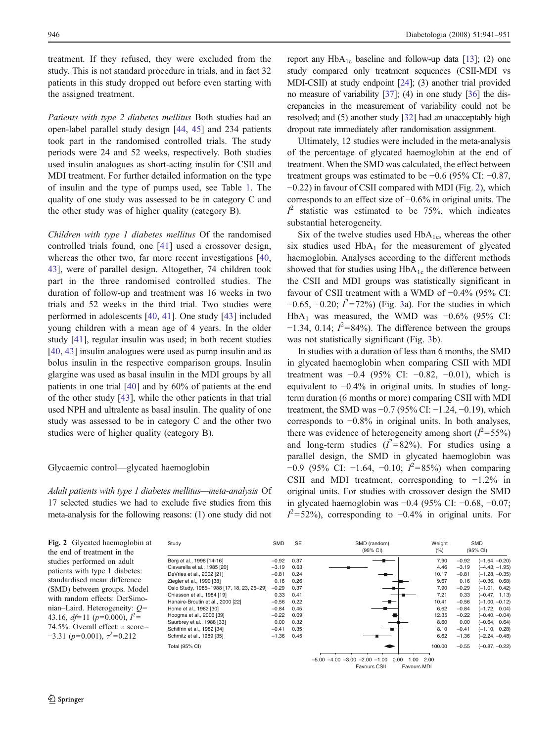treatment. If they refused, they were excluded from the study. This is not standard procedure in trials, and in fact 32 patients in this study dropped out before even starting with the assigned treatment.

*Patients with type 2 diabetes mellitus* Both studies had an open-label parallel study design [44, 45] and 234 patients took part in the randomised controlled trials. The study periods were 24 and 52 weeks, respectively. Both studies used insulin analogues as short-acting insulin for CSII and MDI treatment. For further detailed information on the type of insulin and the type of pumps used, see Table 1. The quality of one study was assessed to be in category C and the other study was of higher quality (category B).

*Children with type 1 diabetes mellitus* Of the randomised controlled trials found, one [41] used a crossover design, whereas the other two, far more recent investigations [40, 43], were of parallel design. Altogether, 74 children took part in the three randomised controlled studies. The duration of follow-up and treatment was 16 weeks in two trials and 52 weeks in the third trial. Two studies were performed in adolescents [40, 41]. One study [43] included young children with a mean age of 4 years. In the older study [41], regular insulin was used; in both recent studies [40, 43] insulin analogues were used as pump insulin and as bolus insulin in the respective comparison groups. Insulin glargine was used as basal insulin in the MDI groups by all patients in one trial [40] and by 60% of patients at the end of the other study [43], while the other patients in that trial used NPH and ultralente as basal insulin. The quality of one study was assessed to be in category C and the other two studies were of higher quality (category B).

## Glycaemic control—glycated haemoglobin

*Adult patients with type 1 diabetes mellitus—meta-analysis* Of 17 selected studies we had to exclude five studies from this meta-analysis for the following reasons: (1) one study did not report any $HbA_{1c}$ baseline and follow-up data [13]; (2) one study compared only treatment sequences (CSII-MDI vs MDI-CSII) at study endpoint [24]; (3) another trial provided no measure of variability [37]; (4) in one study [36] the discrepancies in the measurement of variability could not be resolved; and (5) another study [32] had an unacceptably high dropout rate immediately after randomisation assignment.

Ultimately, 12 studies were included in the meta-analysis of the percentage of glycated haemoglobin at the end of treatment. When the SMD was calculated, the effect between treatment groups was estimated to be −0.6 (95% CI: −0.87, −0.22) in favour of CSII compared with MDI (Fig. 2), which corresponds to an effect size of −0.6% in original units. The $I^2$ statistic was estimated to be 75%, which indicates substantial heterogeneity.

Six of the twelve studies used $HbA_{1c}$, whereas the other six studies used $HbA_1$ for the measurement of glycated haemoglobin. Analyses according to the different methods showed that for studies using $HbA_{1c}$ the difference between the CSII and MDI groups was statistically significant in favour of CSII treatment with a WMD of −0.4% (95% CI: −0.65, −0.20; $I^2$=72%) (Fig. 3a). For the studies in which $HbA_1$ was measured, the WMD was −0.6% (95% CI: −1.34, 0.14; $I^2$=84%). The difference between the groups was not statistically significant (Fig. 3b).

In studies with a duration of less than 6 months, the SMD in glycated haemoglobin when comparing CSII with MDI treatment was −0.4 (95% CI: −0.82, −0.01), which is equivalent to −0.4% in original units. In studies of long-term duration (6 months or more) comparing CSII with MDI treatment, the SMD was −0.7 (95% CI: −1.24, −0.19), which corresponds to −0.8% in original units. In both analyses, there was evidence of heterogeneity among short ($I^2$=55%) and long-term studies ($I^2$=82%). For studies using a parallel design, the SMD in glycated haemoglobin was −0.9 (95% CI: −1.64, −0.10; $I^2$=85%) when comparing CSII and MDI treatment, corresponding to −1.2% in original units. For studies with crossover design the SMD in glycated haemoglobin was −0.4 (95% CI: −0.68, −0.07; $I^2$=52%), corresponding to −0.4% in original units. For

| Study | SMD | SE | Weight (%) | SMD (95% CI) |
|---|---|---|---|---|
| Berg et al., 1998 [14-16] | −0.92 | 0.37 | 7.90 | −0.92 (−1.64, −0.20) |
| Ciavarella et al., 1985 [20] | −3.19 | 0.63 | 4.46 | −3.19 (−4.43, −1.95) |
| DeVries et al., 2002 [21] | −0.81 | 0.24 | 10.17 | −0.81 (−1.28, −0.35) |
| Ziegler et al., 1990 [38] | 0.16 | 0.26 | 9.67 | 0.16 (−0.36, 0.68) |
| Oslo Study, 1985–1988 [17, 18, 23, 25–29] | −0.29 | 0.37 | 7.90 | −0.29 (−1.01, 0.42) |
| Chiasson et al., 1984 [19] | 0.33 | 0.41 | 7.21 | 0.33 (−0.47, 1.13) |
| Hanaire-Broutin et al., 2000 [22] | −0.56 | 0.22 | 10.41 | −0.56 (−1.00, −0.12) |
| Home et al., 1982 [30] | −0.84 | 0.45 | 6.62 | −0.84 (−1.72, 0.04) |
| Hoogma et al., 2006 [39] | −0.22 | 0.09 | 12.35 | −0.22 (−0.40, −0.04) |
| Saurbrey et al., 1988 [33] | 0.00 | 0.32 | 8.60 | 0.00 (−0.64, 0.64) |
| Schiffrin et al., 1982 [34] | −0.41 | 0.35 | 8.10 | −0.41 (−1.10, 0.28) |
| Schmitz et al., 1989 [35] | −1.36 | 0.45 | 6.62 | −1.36 (−2.24, −0.48) |
| Total (95% CI) | | | 100.00 | −0.55 (−0.87, −0.22) |

SMD (random) (95% CI); axis −5.00 to 2.00; Favours CSII / Favours MDI

**Fig. 2** Glycated haemoglobin at the end of treatment in the studies performed on adult patients with type 1 diabetes: standardised mean difference (SMD) between groups. Model with random effects: DerSimonian–Laird. Heterogeneity: $Q$= 43.16, $df$=11 ($p$=0.000), $I^2$= 74.5%. Overall effect: $z$ score= −3.31 ($p$=0.001), $\tau^2$=0.212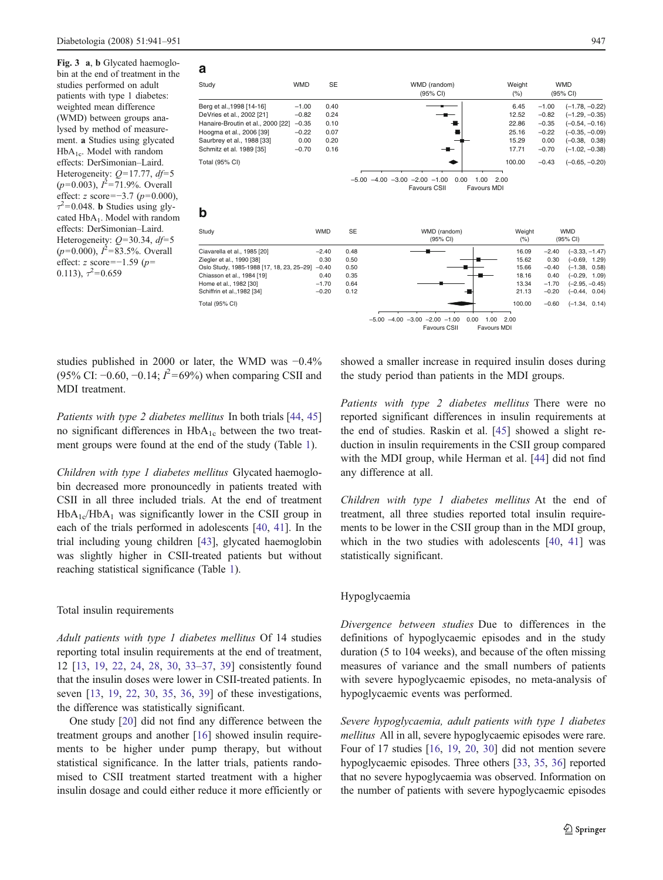**Fig. 3** **a**, **b** Glycated haemoglobin at the end of treatment in the studies performed on adult patients with type 1 diabetes: weighted mean difference (WMD) between groups analysed by method of measurement. **a** Studies using glycated $HbA_{1c}$. Model with random effects: DerSimonian–Laird. Heterogeneity: $Q$=17.77, $df$=5 ($p$=0.003), $I^2$=71.9%. Overall effect: $z$ score=−3.7 ($p$=0.000), $\tau^2$=0.048. **b** Studies using glycated $HbA_1$. Model with random effects: DerSimonian–Laird. Heterogeneity: $Q$=30.34, $df$=5 ($p$=0.000), $I^2$=83.5%. Overall effect: $z$ score=−1.59 ($p$=0.113), $\tau^2$=0.659

**a**

| Study | WMD | SE | Weight (%) | WMD (95% CI) |
|---|---|---|---|---|
| Berg et al.,1998 [14-16] | −1.00 | 0.40 | 6.45 | −1.00 (−1.78, −0.22) |
| DeVries et al., 2002 [21] | −0.82 | 0.24 | 12.52 | −0.82 (−1.29, −0.35) |
| Hanaire-Broutin et al., 2000 [22] | −0.35 | 0.10 | 22.86 | −0.35 (−0.54, −0.16) |
| Hoogma et al., 2006 [39] | −0.22 | 0.07 | 25.16 | −0.22 (−0.35, −0.09) |
| Saurbrey et al., 1988 [33] | 0.00 | 0.20 | 15.29 | 0.00 (−0.38, 0.38) |
| Schmitz et al. 1989 [35] | −0.70 | 0.16 | 17.71 | −0.70 (−1.02, −0.38) |
| Total (95% CI) | | | 100.00 | −0.43 (−0.65, −0.20) |

WMD (random) (95% CI): −5.00 to 2.00; Favours CSII / Favours MDI

**b**

| Study | WMD | SE | Weight (%) | WMD (95% CI) |
|---|---|---|---|---|
| Ciavarella et al., 1985 [20] | −2.40 | 0.48 | 16.09 | −2.40 (−3.33, −1.47) |
| Ziegler et al., 1990 [38] | 0.30 | 0.50 | 15.62 | 0.30 (−0.69, 1.29) |
| Oslo Study, 1985-1988 [17, 18, 23, 25–29] | −0.40 | 0.50 | 15.66 | −0.40 (−1.38, 0.58) |
| Chiasson et al., 1984 [19] | 0.40 | 0.35 | 18.16 | 0.40 (−0.29, 1.09) |
| Home et al., 1982 [30] | −1.70 | 0.64 | 13.34 | −1.70 (−2.95, −0.45) |
| Schiffrin et al.,1982 [34] | −0.20 | 0.12 | 21.13 | −0.20 (−0.44, 0.04) |
| Total (95% CI) | | | 100.00 | −0.60 (−1.34, 0.14) |

WMD (random) (95% CI): −5.00 to 2.00; Favours CSII / Favours MDI

studies published in 2000 or later, the WMD was −0.4% (95% CI: −0.60, −0.14; $I^2$=69%) when comparing CSII and MDI treatment.

*Patients with type 2 diabetes mellitus* In both trials [44, 45] no significant differences in $HbA_{1c}$ between the two treatment groups were found at the end of the study (Table 1).

*Children with type 1 diabetes mellitus* Glycated haemoglobin decreased more pronouncedly in patients treated with CSII in all three included trials. At the end of treatment $HbA_{1c}$/$HbA_1$ was significantly lower in the CSII group in each of the trials performed in adolescents [40, 41]. In the trial including young children [43], glycated haemoglobin was slightly higher in CSII-treated patients but without reaching statistical significance (Table 1).

### Total insulin requirements

*Adult patients with type 1 diabetes mellitus* Of 14 studies reporting total insulin requirements at the end of treatment, 12 [13, 19, 22, 24, 28, 30, 33–37, 39] consistently found that the insulin doses were lower in CSII-treated patients. In seven [13, 19, 22, 30, 35, 36, 39] of these investigations, the difference was statistically significant.

One study [20] did not find any difference between the treatment groups and another [16] showed insulin requirements to be higher under pump therapy, but without statistical significance. In the latter trials, patients randomised to CSII treatment started treatment with a higher insulin dosage and could either reduce it more efficiently or showed a smaller increase in required insulin doses during the study period than patients in the MDI groups.

*Patients with type 2 diabetes mellitus* There were no reported significant differences in insulin requirements at the end of studies. Raskin et al. [45] showed a slight reduction in insulin requirements in the CSII group compared with the MDI group, while Herman et al. [44] did not find any difference at all.

*Children with type 1 diabetes mellitus* At the end of treatment, all three studies reported total insulin requirements to be lower in the CSII group than in the MDI group, which in the two studies with adolescents [40, 41] was statistically significant.

### Hypoglycaemia

*Divergence between studies* Due to differences in the definitions of hypoglycaemic episodes and in the study duration (5 to 104 weeks), and because of the often missing measures of variance and the small numbers of patients with severe hypoglycaemic episodes, no meta-analysis of hypoglycaemic events was performed.

*Severe hypoglycaemia, adult patients with type 1 diabetes mellitus* All in all, severe hypoglycaemic episodes were rare. Four of 17 studies [16, 19, 20, 30] did not mention severe hypoglycaemic episodes. Three others [33, 35, 36] reported that no severe hypoglycaemia was observed. Information on the number of patients with severe hypoglycaemic episodes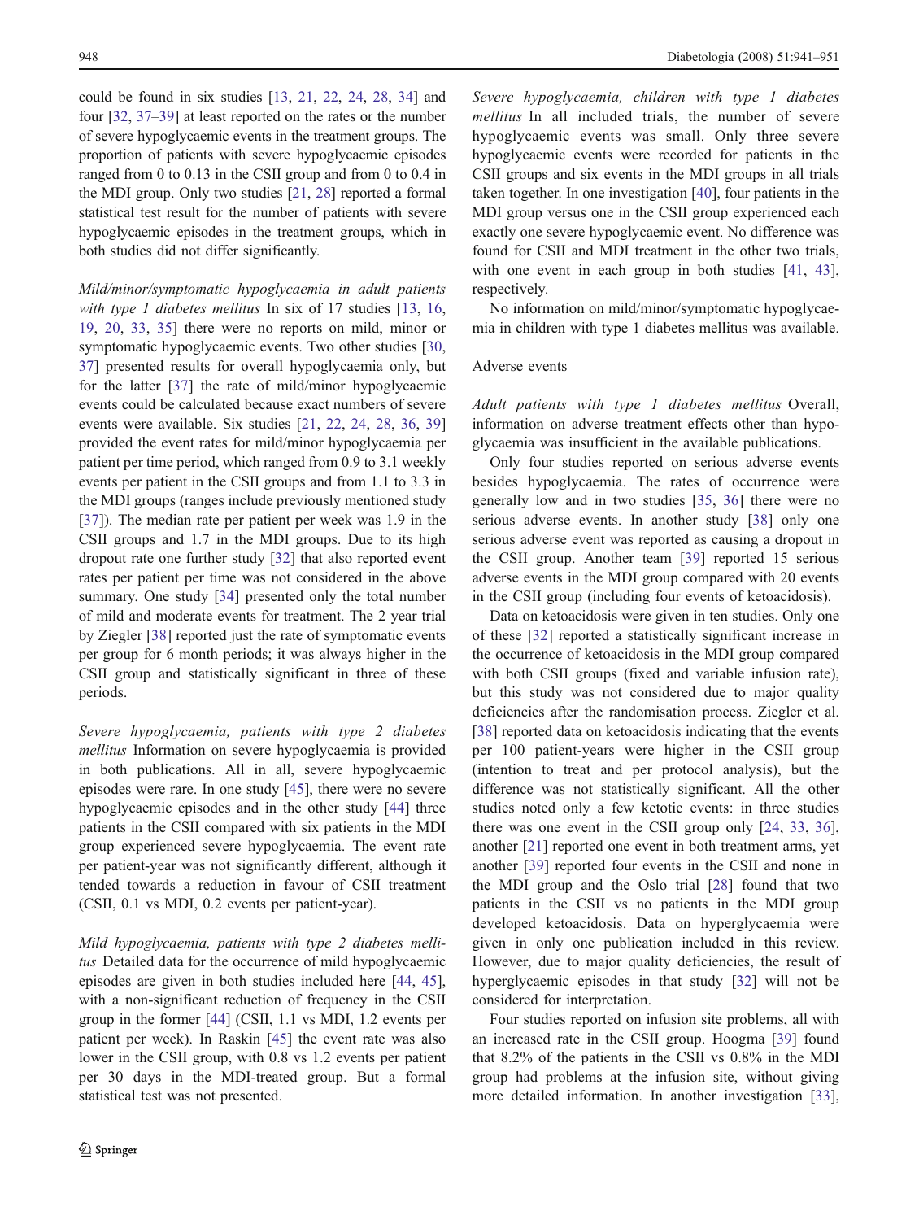could be found in six studies [13, 21, 22, 24, 28, 34] and four [32, 37–39] at least reported on the rates or the number of severe hypoglycaemic events in the treatment groups. The proportion of patients with severe hypoglycaemic episodes ranged from 0 to 0.13 in the CSII group and from 0 to 0.4 in the MDI group. Only two studies [21, 28] reported a formal statistical test result for the number of patients with severe hypoglycaemic episodes in the treatment groups, which in both studies did not differ significantly.

*Mild/minor/symptomatic hypoglycaemia in adult patients with type 1 diabetes mellitus* In six of 17 studies [13, 16, 19, 20, 33, 35] there were no reports on mild, minor or symptomatic hypoglycaemic events. Two other studies [30, 37] presented results for overall hypoglycaemia only, but for the latter [37] the rate of mild/minor hypoglycaemic events could be calculated because exact numbers of severe events were available. Six studies [21, 22, 24, 28, 36, 39] provided the event rates for mild/minor hypoglycaemia per patient per time period, which ranged from 0.9 to 3.1 weekly events per patient in the CSII groups and from 1.1 to 3.3 in the MDI groups (ranges include previously mentioned study [37]). The median rate per patient per week was 1.9 in the CSII groups and 1.7 in the MDI groups. Due to its high dropout rate one further study [32] that also reported event rates per patient per time was not considered in the above summary. One study [34] presented only the total number of mild and moderate events for treatment. The 2 year trial by Ziegler [38] reported just the rate of symptomatic events per group for 6 month periods; it was always higher in the CSII group and statistically significant in three of these periods.

*Severe hypoglycaemia, patients with type 2 diabetes mellitus* Information on severe hypoglycaemia is provided in both publications. All in all, severe hypoglycaemic episodes were rare. In one study [45], there were no severe hypoglycaemic episodes and in the other study [44] three patients in the CSII compared with six patients in the MDI group experienced severe hypoglycaemia. The event rate per patient-year was not significantly different, although it tended towards a reduction in favour of CSII treatment (CSII, 0.1 vs MDI, 0.2 events per patient-year).

*Mild hypoglycaemia, patients with type 2 diabetes mellitus* Detailed data for the occurrence of mild hypoglycaemic episodes are given in both studies included here [44, 45], with a non-significant reduction of frequency in the CSII group in the former [44] (CSII, 1.1 vs MDI, 1.2 events per patient per week). In Raskin [45] the event rate was also lower in the CSII group, with 0.8 vs 1.2 events per patient per 30 days in the MDI-treated group. But a formal statistical test was not presented.

*Severe hypoglycaemia, children with type 1 diabetes mellitus* In all included trials, the number of severe hypoglycaemic events was small. Only three severe hypoglycaemic events were recorded for patients in the CSII groups and six events in the MDI groups in all trials taken together. In one investigation [40], four patients in the MDI group versus one in the CSII group experienced each exactly one severe hypoglycaemic event. No difference was found for CSII and MDI treatment in the other two trials, with one event in each group in both studies [41, 43], respectively.

No information on mild/minor/symptomatic hypoglycaemia in children with type 1 diabetes mellitus was available.

## Adverse events

*Adult patients with type 1 diabetes mellitus* Overall, information on adverse treatment effects other than hypoglycaemia was insufficient in the available publications.

Only four studies reported on serious adverse events besides hypoglycaemia. The rates of occurrence were generally low and in two studies [35, 36] there were no serious adverse events. In another study [38] only one serious adverse event was reported as causing a dropout in the CSII group. Another team [39] reported 15 serious adverse events in the MDI group compared with 20 events in the CSII group (including four events of ketoacidosis).

Data on ketoacidosis were given in ten studies. Only one of these [32] reported a statistically significant increase in the occurrence of ketoacidosis in the MDI group compared with both CSII groups (fixed and variable infusion rate), but this study was not considered due to major quality deficiencies after the randomisation process. Ziegler et al. [38] reported data on ketoacidosis indicating that the events per 100 patient-years were higher in the CSII group (intention to treat and per protocol analysis), but the difference was not statistically significant. All the other studies noted only a few ketotic events: in three studies there was one event in the CSII group only [24, 33, 36], another [21] reported one event in both treatment arms, yet another [39] reported four events in the CSII and none in the MDI group and the Oslo trial [28] found that two patients in the CSII vs no patients in the MDI group developed ketoacidosis. Data on hyperglycaemia were given in only one publication included in this review. However, due to major quality deficiencies, the result of hyperglycaemic episodes in that study [32] will not be considered for interpretation.

Four studies reported on infusion site problems, all with an increased rate in the CSII group. Hoogma [39] found that 8.2% of the patients in the CSII vs 0.8% in the MDI group had problems at the infusion site, without giving more detailed information. In another investigation [33],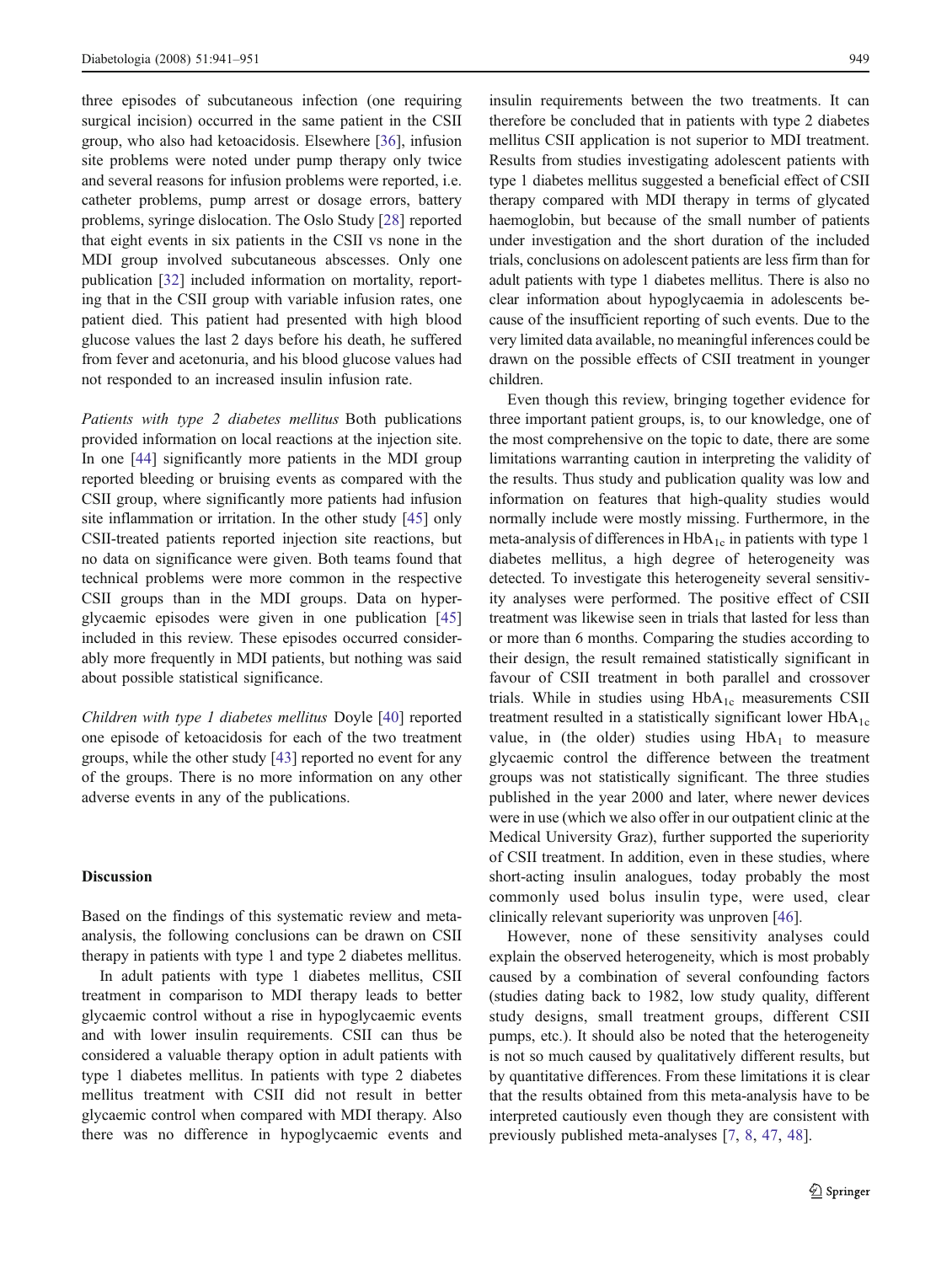three episodes of subcutaneous infection (one requiring surgical incision) occurred in the same patient in the CSII group, who also had ketoacidosis. Elsewhere [36], infusion site problems were noted under pump therapy only twice and several reasons for infusion problems were reported, i.e. catheter problems, pump arrest or dosage errors, battery problems, syringe dislocation. The Oslo Study [28] reported that eight events in six patients in the CSII vs none in the MDI group involved subcutaneous abscesses. Only one publication [32] included information on mortality, reporting that in the CSII group with variable infusion rates, one patient died. This patient had presented with high blood glucose values the last 2 days before his death, he suffered from fever and acetonuria, and his blood glucose values had not responded to an increased insulin infusion rate.

*Patients with type 2 diabetes mellitus* Both publications provided information on local reactions at the injection site. In one [44] significantly more patients in the MDI group reported bleeding or bruising events as compared with the CSII group, where significantly more patients had infusion site inflammation or irritation. In the other study [45] only CSII-treated patients reported injection site reactions, but no data on significance were given. Both teams found that technical problems were more common in the respective CSII groups than in the MDI groups. Data on hyperglycaemic episodes were given in one publication [45] included in this review. These episodes occurred considerably more frequently in MDI patients, but nothing was said about possible statistical significance.

*Children with type 1 diabetes mellitus* Doyle [40] reported one episode of ketoacidosis for each of the two treatment groups, while the other study [43] reported no event for any of the groups. There is no more information on any other adverse events in any of the publications.

## Discussion

Based on the findings of this systematic review and meta-analysis, the following conclusions can be drawn on CSII therapy in patients with type 1 and type 2 diabetes mellitus.

In adult patients with type 1 diabetes mellitus, CSII treatment in comparison to MDI therapy leads to better glycaemic control without a rise in hypoglycaemic events and with lower insulin requirements. CSII can thus be considered a valuable therapy option in adult patients with type 1 diabetes mellitus. In patients with type 2 diabetes mellitus treatment with CSII did not result in better glycaemic control when compared with MDI therapy. Also there was no difference in hypoglycaemic events and insulin requirements between the two treatments. It can therefore be concluded that in patients with type 2 diabetes mellitus CSII application is not superior to MDI treatment. Results from studies investigating adolescent patients with type 1 diabetes mellitus suggested a beneficial effect of CSII therapy compared with MDI therapy in terms of glycated haemoglobin, but because of the small number of patients under investigation and the short duration of the included trials, conclusions on adolescent patients are less firm than for adult patients with type 1 diabetes mellitus. There is also no clear information about hypoglycaemia in adolescents because of the insufficient reporting of such events. Due to the very limited data available, no meaningful inferences could be drawn on the possible effects of CSII treatment in younger children.

Even though this review, bringing together evidence for three important patient groups, is, to our knowledge, one of the most comprehensive on the topic to date, there are some limitations warranting caution in interpreting the validity of the results. Thus study and publication quality was low and information on features that high-quality studies would normally include were mostly missing. Furthermore, in the meta-analysis of differences in $HbA_{1c}$ in patients with type 1 diabetes mellitus, a high degree of heterogeneity was detected. To investigate this heterogeneity several sensitivity analyses were performed. The positive effect of CSII treatment was likewise seen in trials that lasted for less than or more than 6 months. Comparing the studies according to their design, the result remained statistically significant in favour of CSII treatment in both parallel and crossover trials. While in studies using $HbA_{1c}$ measurements CSII treatment resulted in a statistically significant lower $HbA_{1c}$ value, in (the older) studies using $HbA_1$ to measure glycaemic control the difference between the treatment groups was not statistically significant. The three studies published in the year 2000 and later, where newer devices were in use (which we also offer in our outpatient clinic at the Medical University Graz), further supported the superiority of CSII treatment. In addition, even in these studies, where short-acting insulin analogues, today probably the most commonly used bolus insulin type, were used, clear clinically relevant superiority was unproven [46].

However, none of these sensitivity analyses could explain the observed heterogeneity, which is most probably caused by a combination of several confounding factors (studies dating back to 1982, low study quality, different study designs, small treatment groups, different CSII pumps, etc.). It should also be noted that the heterogeneity is not so much caused by qualitatively different results, but by quantitative differences. From these limitations it is clear that the results obtained from this meta-analysis have to be interpreted cautiously even though they are consistent with previously published meta-analyses [7, 8, 47, 48].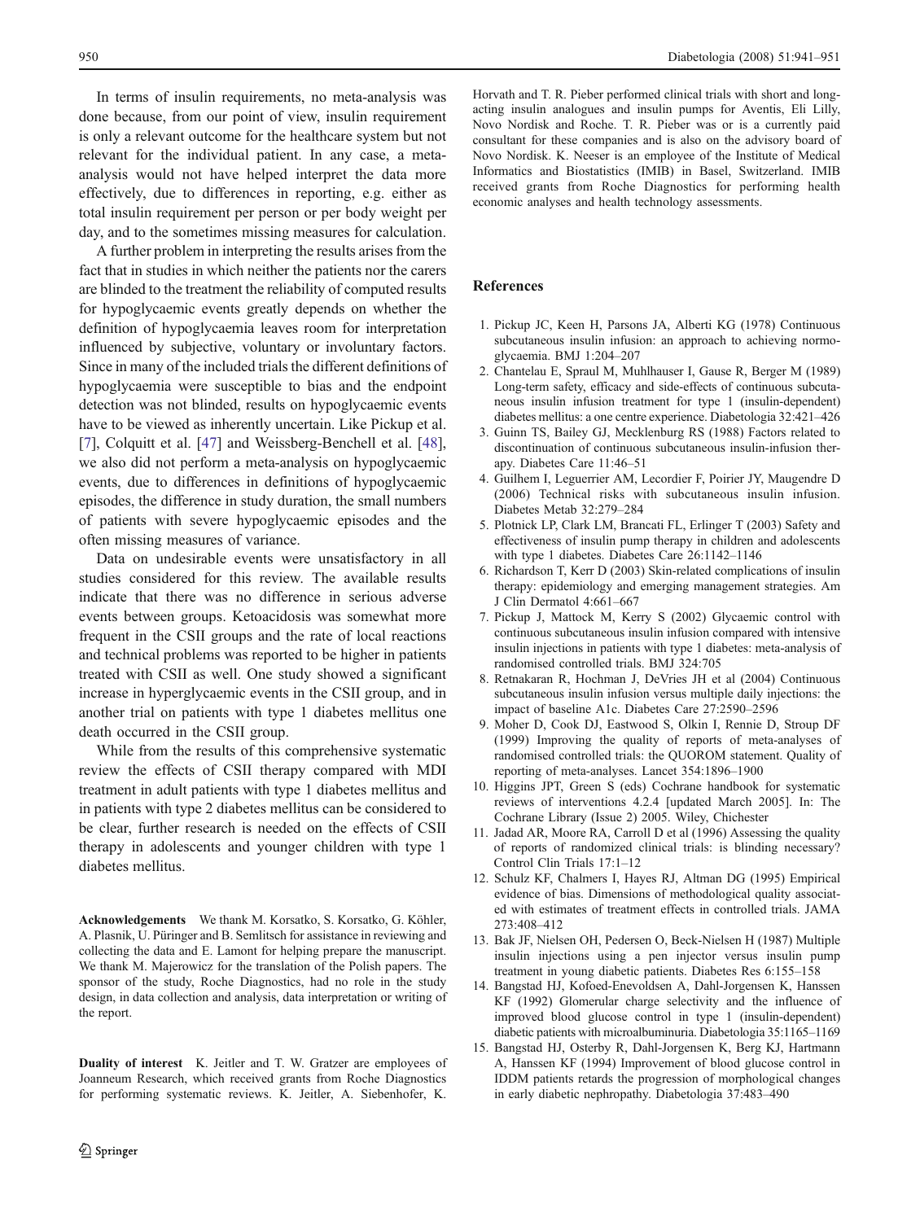In terms of insulin requirements, no meta-analysis was done because, from our point of view, insulin requirement is only a relevant outcome for the healthcare system but not relevant for the individual patient. In any case, a meta-analysis would not have helped interpret the data more effectively, due to differences in reporting, e.g. either as total insulin requirement per person or per body weight per day, and to the sometimes missing measures for calculation.

A further problem in interpreting the results arises from the fact that in studies in which neither the patients nor the carers are blinded to the treatment the reliability of computed results for hypoglycaemic events greatly depends on whether the definition of hypoglycaemia leaves room for interpretation influenced by subjective, voluntary or involuntary factors. Since in many of the included trials the different definitions of hypoglycaemia were susceptible to bias and the endpoint detection was not blinded, results on hypoglycaemic events have to be viewed as inherently uncertain. Like Pickup et al. [7], Colquitt et al. [47] and Weissberg-Benchell et al. [48], we also did not perform a meta-analysis on hypoglycaemic events, due to differences in definitions of hypoglycaemic episodes, the difference in study duration, the small numbers of patients with severe hypoglycaemic episodes and the often missing measures of variance.

Data on undesirable events were unsatisfactory in all studies considered for this review. The available results indicate that there was no difference in serious adverse events between groups. Ketoacidosis was somewhat more frequent in the CSII groups and the rate of local reactions and technical problems was reported to be higher in patients treated with CSII as well. One study showed a significant increase in hyperglycaemic events in the CSII group, and in another trial on patients with type 1 diabetes mellitus one death occurred in the CSII group.

While from the results of this comprehensive systematic review the effects of CSII therapy compared with MDI treatment in adult patients with type 1 diabetes mellitus and in patients with type 2 diabetes mellitus can be considered to be clear, further research is needed on the effects of CSII therapy in adolescents and younger children with type 1 diabetes mellitus.

**Acknowledgements** We thank M. Korsatko, S. Korsatko, G. Köhler, A. Plasnik, U. Püringer and B. Semlitsch for assistance in reviewing and collecting the data and E. Lamont for helping prepare the manuscript. We thank M. Majerowicz for the translation of the Polish papers. The sponsor of the study, Roche Diagnostics, had no role in the study design, in data collection and analysis, data interpretation or writing of the report.

**Duality of interest** K. Jeitler and T. W. Gratzer are employees of Joanneum Research, which received grants from Roche Diagnostics for performing systematic reviews. K. Jeitler, A. Siebenhofer, K. Horvath and T. R. Pieber performed clinical trials with short and long-acting insulin analogues and insulin pumps for Aventis, Eli Lilly, Novo Nordisk and Roche. T. R. Pieber was or is a currently paid consultant for these companies and is also on the advisory board of Novo Nordisk. K. Neeser is an employee of the Institute of Medical Informatics and Biostatistics (IMIB) in Basel, Switzerland. IMIB received grants from Roche Diagnostics for performing health economic analyses and health technology assessments.

## References

1. Pickup JC, Keen H, Parsons JA, Alberti KG (1978) Continuous subcutaneous insulin infusion: an approach to achieving normoglycaemia. BMJ 1:204–207
2. Chantelau E, Spraul M, Muhlhauser I, Gause R, Berger M (1989) Long-term safety, efficacy and side-effects of continuous subcutaneous insulin infusion treatment for type 1 (insulin-dependent) diabetes mellitus: a one centre experience. Diabetologia 32:421–426
3. Guinn TS, Bailey GJ, Mecklenburg RS (1988) Factors related to discontinuation of continuous subcutaneous insulin-infusion therapy. Diabetes Care 11:46–51
4. Guilhem I, Leguerrier AM, Lecordier F, Poirier JY, Maugendre D (2006) Technical risks with subcutaneous insulin infusion. Diabetes Metab 32:279–284
5. Plotnick LP, Clark LM, Brancati FL, Erlinger T (2003) Safety and effectiveness of insulin pump therapy in children and adolescents with type 1 diabetes. Diabetes Care 26:1142–1146
6. Richardson T, Kerr D (2003) Skin-related complications of insulin therapy: epidemiology and emerging management strategies. Am J Clin Dermatol 4:661–667
7. Pickup J, Mattock M, Kerry S (2002) Glycaemic control with continuous subcutaneous insulin infusion compared with intensive insulin injections in patients with type 1 diabetes: meta-analysis of randomised controlled trials. BMJ 324:705
8. Retnakaran R, Hochman J, DeVries JH et al (2004) Continuous subcutaneous insulin infusion versus multiple daily injections: the impact of baseline A1c. Diabetes Care 27:2590–2596
9. Moher D, Cook DJ, Eastwood S, Olkin I, Rennie D, Stroup DF (1999) Improving the quality of reports of meta-analyses of randomised controlled trials: the QUOROM statement. Quality of reporting of meta-analyses. Lancet 354:1896–1900
10. Higgins JPT, Green S (eds) Cochrane handbook for systematic reviews of interventions 4.2.4 [updated March 2005]. In: The Cochrane Library (Issue 2) 2005. Wiley, Chichester
11. Jadad AR, Moore RA, Carroll D et al (1996) Assessing the quality of reports of randomized clinical trials: is blinding necessary? Control Clin Trials 17:1–12
12. Schulz KF, Chalmers I, Hayes RJ, Altman DG (1995) Empirical evidence of bias. Dimensions of methodological quality associated with estimates of treatment effects in controlled trials. JAMA 273:408–412
13. Bak JF, Nielsen OH, Pedersen O, Beck-Nielsen H (1987) Multiple insulin injections using a pen injector versus insulin pump treatment in young diabetic patients. Diabetes Res 6:155–158
14. Bangstad HJ, Kofoed-Enevoldsen A, Dahl-Jorgensen K, Hanssen KF (1992) Glomerular charge selectivity and the influence of improved blood glucose control in type 1 (insulin-dependent) diabetic patients with microalbuminuria. Diabetologia 35:1165–1169
15. Bangstad HJ, Osterby R, Dahl-Jorgensen K, Berg KJ, Hartmann A, Hanssen KF (1994) Improvement of blood glucose control in IDDM patients retards the progression of morphological changes in early diabetic nephropathy. Diabetologia 37:483–490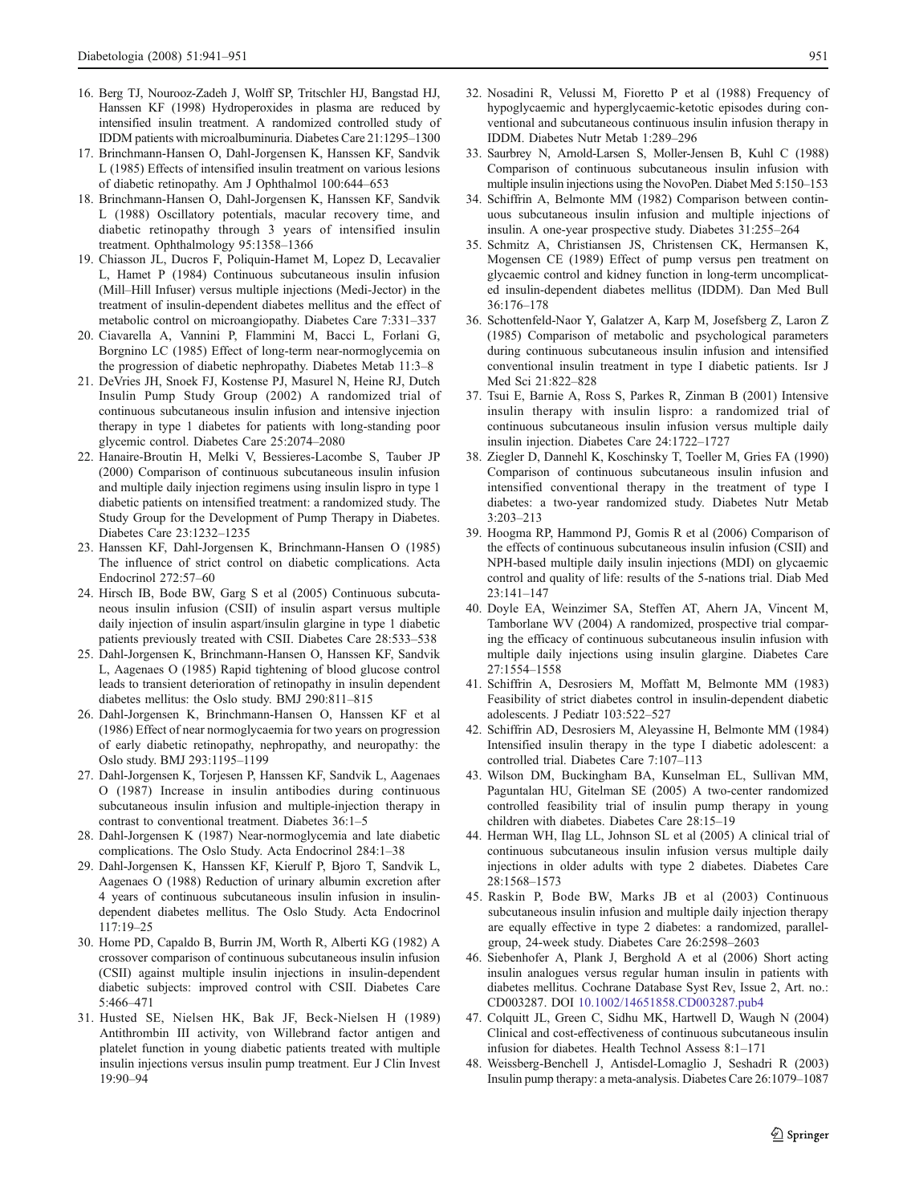16. Berg TJ, Nourooz-Zadeh J, Wolff SP, Tritschler HJ, Bangstad HJ, Hanssen KF (1998) Hydroperoxides in plasma are reduced by intensified insulin treatment. A randomized controlled study of IDDM patients with microalbuminuria. Diabetes Care 21:1295–1300
17. Brinchmann-Hansen O, Dahl-Jorgensen K, Hanssen KF, Sandvik L (1985) Effects of intensified insulin treatment on various lesions of diabetic retinopathy. Am J Ophthalmol 100:644–653
18. Brinchmann-Hansen O, Dahl-Jorgensen K, Hanssen KF, Sandvik L (1988) Oscillatory potentials, macular recovery time, and diabetic retinopathy through 3 years of intensified insulin treatment. Ophthalmology 95:1358–1366
19. Chiasson JL, Ducros F, Poliquin-Hamet M, Lopez D, Lecavalier L, Hamet P (1984) Continuous subcutaneous insulin infusion (Mill–Hill Infuser) versus multiple injections (Medi-Jector) in the treatment of insulin-dependent diabetes mellitus and the effect of metabolic control on microangiopathy. Diabetes Care 7:331–337
20. Ciavarella A, Vannini P, Flammini M, Bacci L, Forlani G, Borgnino LC (1985) Effect of long-term near-normoglycemia on the progression of diabetic nephropathy. Diabetes Metab 11:3–8
21. DeVries JH, Snoek FJ, Kostense PJ, Masurel N, Heine RJ, Dutch Insulin Pump Study Group (2002) A randomized trial of continuous subcutaneous insulin infusion and intensive injection therapy in type 1 diabetes for patients with long-standing poor glycemic control. Diabetes Care 25:2074–2080
22. Hanaire-Broutin H, Melki V, Bessieres-Lacombe S, Tauber JP (2000) Comparison of continuous subcutaneous insulin infusion and multiple daily injection regimens using insulin lispro in type 1 diabetic patients on intensified treatment: a randomized study. The Study Group for the Development of Pump Therapy in Diabetes. Diabetes Care 23:1232–1235
23. Hanssen KF, Dahl-Jorgensen K, Brinchmann-Hansen O (1985) The influence of strict control on diabetic complications. Acta Endocrinol 272:57–60
24. Hirsch IB, Bode BW, Garg S et al (2005) Continuous subcutaneous insulin infusion (CSII) of insulin aspart versus multiple daily injection of insulin aspart/insulin glargine in type 1 diabetic patients previously treated with CSII. Diabetes Care 28:533–538
25. Dahl-Jorgensen K, Brinchmann-Hansen O, Hanssen KF, Sandvik L, Aagenaes O (1985) Rapid tightening of blood glucose control leads to transient deterioration of retinopathy in insulin dependent diabetes mellitus: the Oslo study. BMJ 290:811–815
26. Dahl-Jorgensen K, Brinchmann-Hansen O, Hanssen KF et al (1986) Effect of near normoglycaemia for two years on progression of early diabetic retinopathy, nephropathy, and neuropathy: the Oslo study. BMJ 293:1195–1199
27. Dahl-Jorgensen K, Torjesen P, Hanssen KF, Sandvik L, Aagenaes O (1987) Increase in insulin antibodies during continuous subcutaneous insulin infusion and multiple-injection therapy in contrast to conventional treatment. Diabetes 36:1–5
28. Dahl-Jorgensen K (1987) Near-normoglycemia and late diabetic complications. The Oslo Study. Acta Endocrinol 284:1–38
29. Dahl-Jorgensen K, Hanssen KF, Kierulf P, Bjoro T, Sandvik L, Aagenaes O (1988) Reduction of urinary albumin excretion after 4 years of continuous subcutaneous insulin infusion in insulin-dependent diabetes mellitus. The Oslo Study. Acta Endocrinol 117:19–25
30. Home PD, Capaldo B, Burrin JM, Worth R, Alberti KG (1982) A crossover comparison of continuous subcutaneous insulin infusion (CSII) against multiple insulin injections in insulin-dependent diabetic subjects: improved control with CSII. Diabetes Care 5:466–471
31. Husted SE, Nielsen HK, Bak JF, Beck-Nielsen H (1989) Antithrombin III activity, von Willebrand factor antigen and platelet function in young diabetic patients treated with multiple insulin injections versus insulin pump treatment. Eur J Clin Invest 19:90–94
32. Nosadini R, Velussi M, Fioretto P et al (1988) Frequency of hypoglycaemic and hyperglycaemic-ketotic episodes during conventional and subcutaneous continuous insulin infusion therapy in IDDM. Diabetes Nutr Metab 1:289–296
33. Saurbrey N, Arnold-Larsen S, Moller-Jensen B, Kuhl C (1988) Comparison of continuous subcutaneous insulin infusion with multiple insulin injections using the NovoPen. Diabet Med 5:150–153
34. Schiffrin A, Belmonte MM (1982) Comparison between continuous subcutaneous insulin infusion and multiple injections of insulin. A one-year prospective study. Diabetes 31:255–264
35. Schmitz A, Christiansen JS, Christensen CK, Hermansen K, Mogensen CE (1989) Effect of pump versus pen treatment on glycaemic control and kidney function in long-term uncomplicated insulin-dependent diabetes mellitus (IDDM). Dan Med Bull 36:176–178
36. Schottenfeld-Naor Y, Galatzer A, Karp M, Josefsberg Z, Laron Z (1985) Comparison of metabolic and psychological parameters during continuous subcutaneous insulin infusion and intensified conventional insulin treatment in type I diabetic patients. Isr J Med Sci 21:822–828
37. Tsui E, Barnie A, Ross S, Parkes R, Zinman B (2001) Intensive insulin therapy with insulin lispro: a randomized trial of continuous subcutaneous insulin infusion versus multiple daily insulin injection. Diabetes Care 24:1722–1727
38. Ziegler D, Dannehl K, Koschinsky T, Toeller M, Gries FA (1990) Comparison of continuous subcutaneous insulin infusion and intensified conventional therapy in the treatment of type I diabetes: a two-year randomized study. Diabetes Nutr Metab 3:203–213
39. Hoogma RP, Hammond PJ, Gomis R et al (2006) Comparison of the effects of continuous subcutaneous insulin infusion (CSII) and NPH-based multiple daily insulin injections (MDI) on glycaemic control and quality of life: results of the 5-nations trial. Diab Med 23:141–147
40. Doyle EA, Weinzimer SA, Steffen AT, Ahern JA, Vincent M, Tamborlane WV (2004) A randomized, prospective trial comparing the efficacy of continuous subcutaneous insulin infusion with multiple daily injections using insulin glargine. Diabetes Care 27:1554–1558
41. Schiffrin A, Desrosiers M, Moffatt M, Belmonte MM (1983) Feasibility of strict diabetes control in insulin-dependent diabetic adolescents. J Pediatr 103:522–527
42. Schiffrin AD, Desrosiers M, Aleyassine H, Belmonte MM (1984) Intensified insulin therapy in the type I diabetic adolescent: a controlled trial. Diabetes Care 7:107–113
43. Wilson DM, Buckingham BA, Kunselman EL, Sullivan MM, Paguntalan HU, Gitelman SE (2005) A two-center randomized controlled feasibility trial of insulin pump therapy in young children with diabetes. Diabetes Care 28:15–19
44. Herman WH, Ilag LL, Johnson SL et al (2005) A clinical trial of continuous subcutaneous insulin infusion versus multiple daily injections in older adults with type 2 diabetes. Diabetes Care 28:1568–1573
45. Raskin P, Bode BW, Marks JB et al (2003) Continuous subcutaneous insulin infusion and multiple daily injection therapy are equally effective in type 2 diabetes: a randomized, parallel-group, 24-week study. Diabetes Care 26:2598–2603
46. Siebenhofer A, Plank J, Berghold A et al (2006) Short acting insulin analogues versus regular human insulin in patients with diabetes mellitus. Cochrane Database Syst Rev, Issue 2, Art. no.: CD003287. DOI 10.1002/14651858.CD003287.pub4
47. Colquitt JL, Green C, Sidhu MK, Hartwell D, Waugh N (2004) Clinical and cost-effectiveness of continuous subcutaneous insulin infusion for diabetes. Health Technol Assess 8:1–171
48. Weissberg-Benchell J, Antisdel-Lomaglio J, Seshadri R (2003) Insulin pump therapy: a meta-analysis. Diabetes Care 26:1079–1087